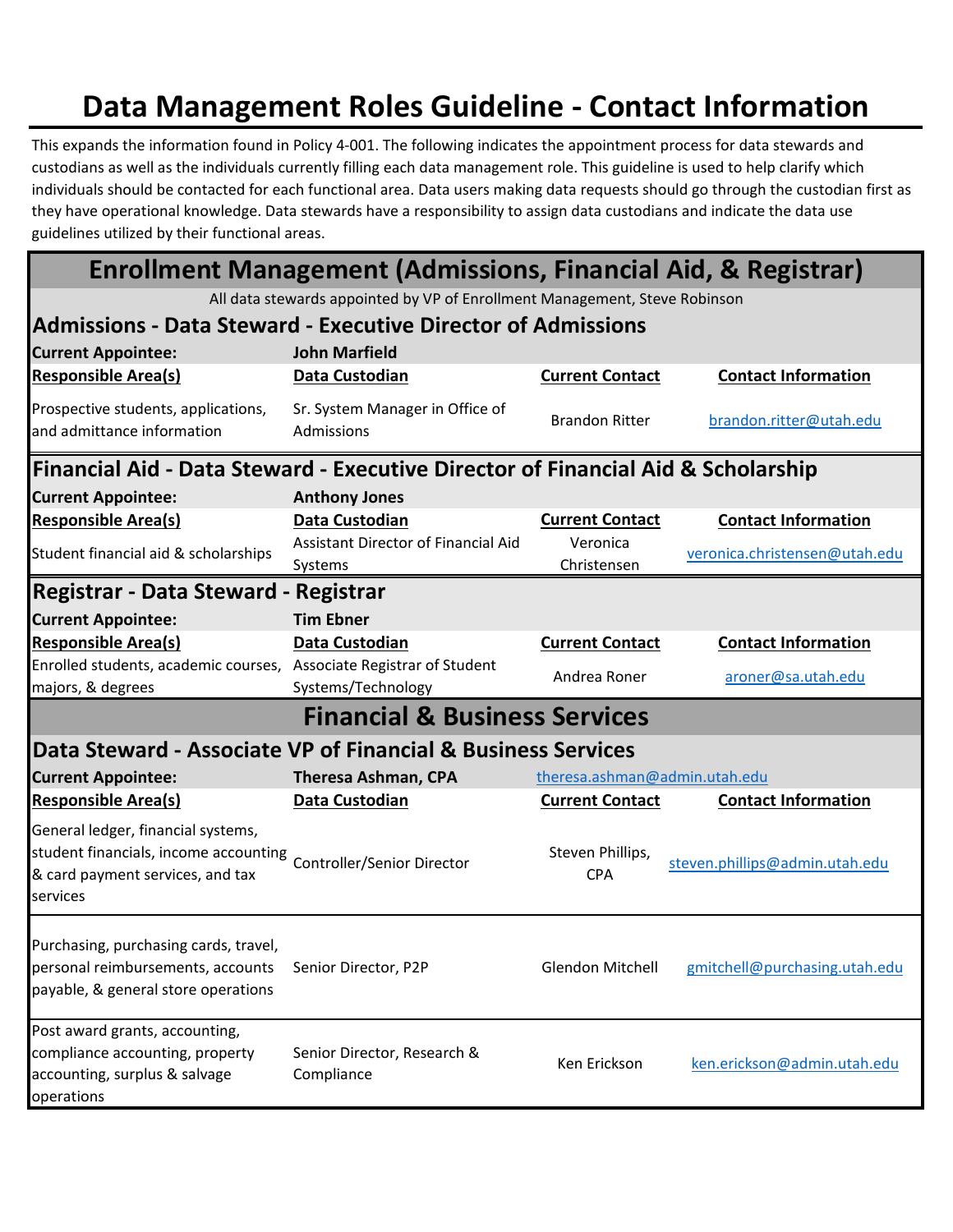# Data Management Roles Guideline - Contact Information

This expands the information found in Policy 4-001. The following indicates the appointment process for data stewards and custodians as well as the individuals currently filling each data management role. This guideline is used to help clarify which individuals should be contacted for each functional area. Data users making data requests should go through the custodian first as they have operational knowledge. Data stewards have a responsibility to assign data custodians and indicate the data use guidelines utilized by their functional areas.

## Enrollment Management (Admissions, Financial Aid, & Registrar)

All data stewards appointed by VP of Enrollment Management, Steve Robinson

### Admissions - Data Steward - Executive Director of Admissions

**Current Appointee:** **John Marfield**

| Responsible Area(s) | Data Custodian | Current Contact | Contact Information |
|---|---|---|---|
| Prospective students, applications, and admittance information | Sr. System Manager in Office of Admissions | Brandon Ritter | brandon.ritter@utah.edu |

### Financial Aid - Data Steward - Executive Director of Financial Aid & Scholarship

**Current Appointee:** **Anthony Jones**

| Responsible Area(s) | Data Custodian | Current Contact | Contact Information |
|---|---|---|---|
| Student financial aid & scholarships | Assistant Director of Financial Aid Systems | Veronica Christensen | veronica.christensen@utah.edu |

### Registrar - Data Steward - Registrar

**Current Appointee:** **Tim Ebner**

| Responsible Area(s) | Data Custodian | Current Contact | Contact Information |
|---|---|---|---|
| Enrolled students, academic courses, majors, & degrees | Associate Registrar of Student Systems/Technology | Andrea Roner | aroner@sa.utah.edu |

## Financial & Business Services

### Data Steward - Associate VP of Financial & Business Services

**Current Appointee:** **Theresa Ashman, CPA** theresa.ashman@admin.utah.edu

| Responsible Area(s) | Data Custodian | Current Contact | Contact Information |
|---|---|---|---|
| General ledger, financial systems, student financials, income accounting & card payment services, and tax services | Controller/Senior Director | Steven Phillips, CPA | steven.phillips@admin.utah.edu |
| Purchasing, purchasing cards, travel, personal reimbursements, accounts payable, & general store operations | Senior Director, P2P | Glendon Mitchell | gmitchell@purchasing.utah.edu |
| Post award grants, accounting, compliance accounting, property accounting, surplus & salvage operations | Senior Director, Research & Compliance | Ken Erickson | ken.erickson@admin.utah.edu |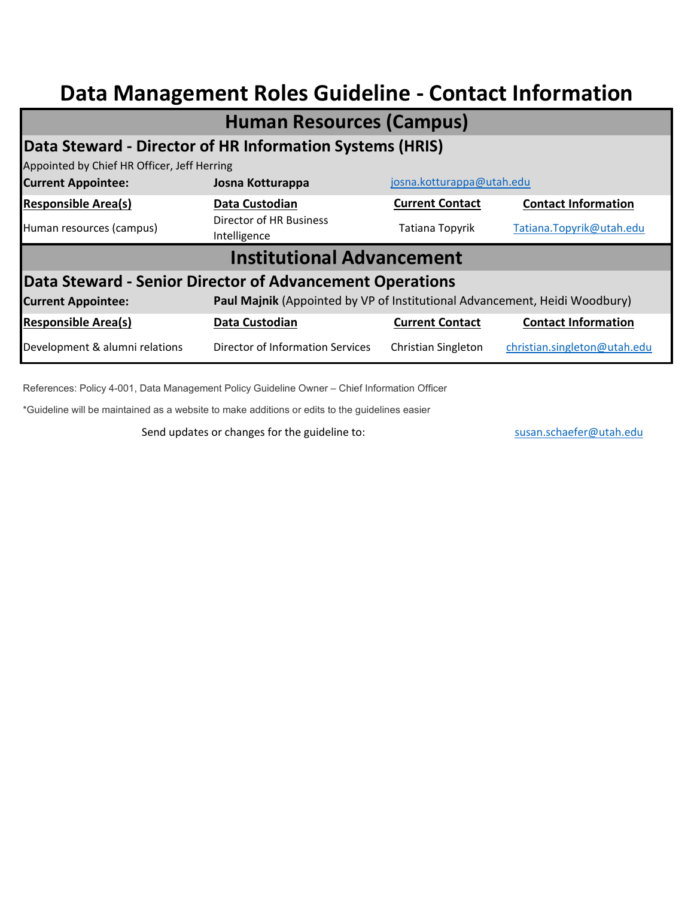# Data Management Roles Guideline - Contact Information

## Human Resources (Campus)

### Data Steward - Director of HR Information Systems (HRIS)

Appointed by Chief HR Officer, Jeff Herring

**Current Appointee:** **Josna Kotturappa** josna.kotturappa@utah.edu

| Responsible Area(s) | Data Custodian | Current Contact | Contact Information |
|---|---|---|---|
| Human resources (campus) | Director of HR Business Intelligence | Tatiana Topyrik | Tatiana.Topyrik@utah.edu |

## Institutional Advancement

### Data Steward - Senior Director of Advancement Operations

**Current Appointee:** **Paul Majnik** (Appointed by VP of Institutional Advancement, Heidi Woodbury)

| Responsible Area(s) | Data Custodian | Current Contact | Contact Information |
|---|---|---|---|
| Development & alumni relations | Director of Information Services | Christian Singleton | christian.singleton@utah.edu |

References: Policy 4-001, Data Management Policy Guideline Owner – Chief Information Officer

*Guideline will be maintained as a website to make additions or edits to the guidelines easier

Send updates or changes for the guideline to: susan.schaefer@utah.edu